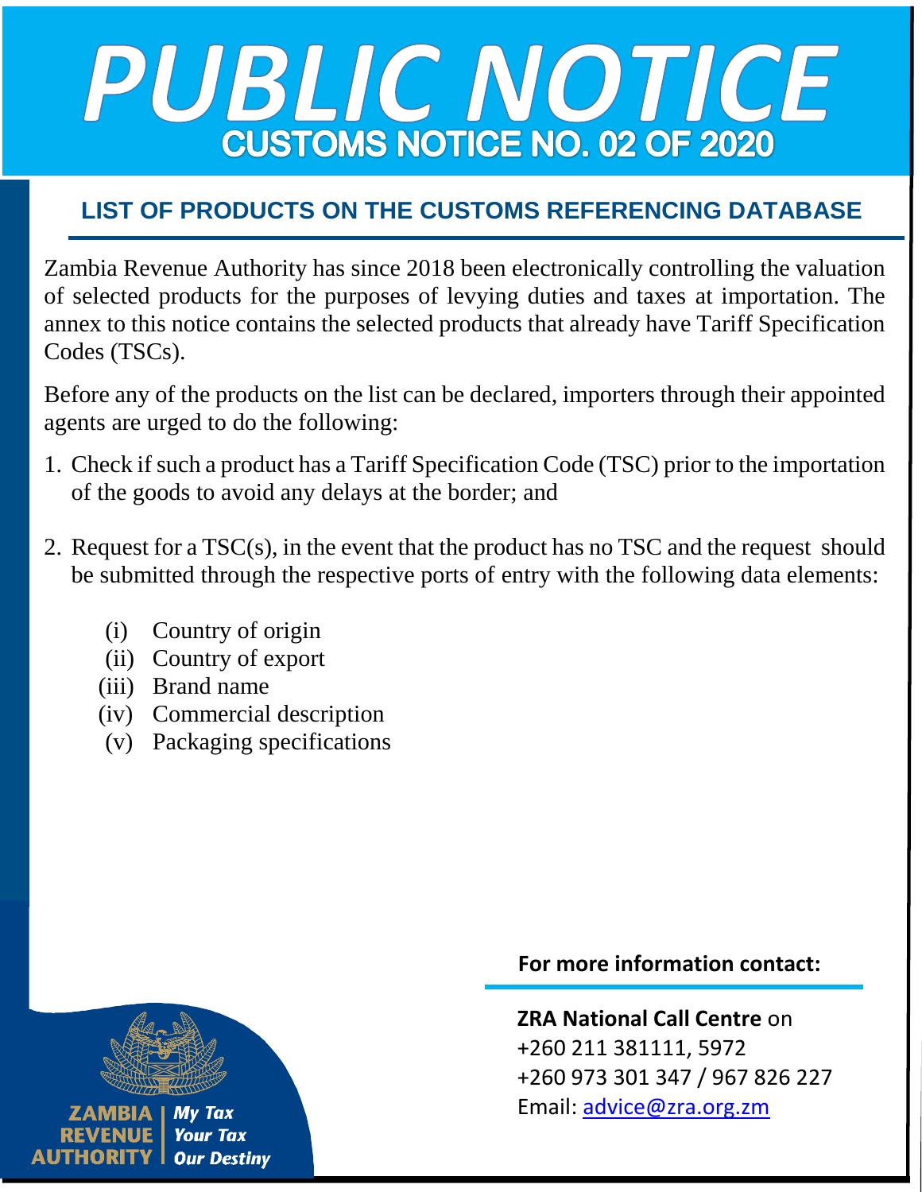# PUBLIC NOTICE

## CUSTOMS NOTICE NO. 02 OF 2020

### LIST OF PRODUCTS ON THE CUSTOMS REFERENCING DATABASE

Zambia Revenue Authority has since 2018 been electronically controlling the valuation of selected products for the purposes of levying duties and taxes at importation. The annex to this notice contains the selected products that already have Tariff Specification Codes (TSCs).

Before any of the products on the list can be declared, importers through their appointed agents are urged to do the following:

1. Check if such a product has a Tariff Specification Code (TSC) prior to the importation of the goods to avoid any delays at the border; and

2. Request for a TSC(s), in the event that the product has no TSC and the request should be submitted through the respective ports of entry with the following data elements:

   (i) Country of origin
   (ii) Country of export
   (iii) Brand name
   (iv) Commercial description
   (v) Packaging specifications

**For more information contact:**

**ZRA National Call Centre** on
+260 211 381111, 5972
+260 973 301 347 / 967 826 227
Email: advice@zra.org.zm

ZAMBIA REVENUE AUTHORITY | *My Tax Your Tax Our Destiny*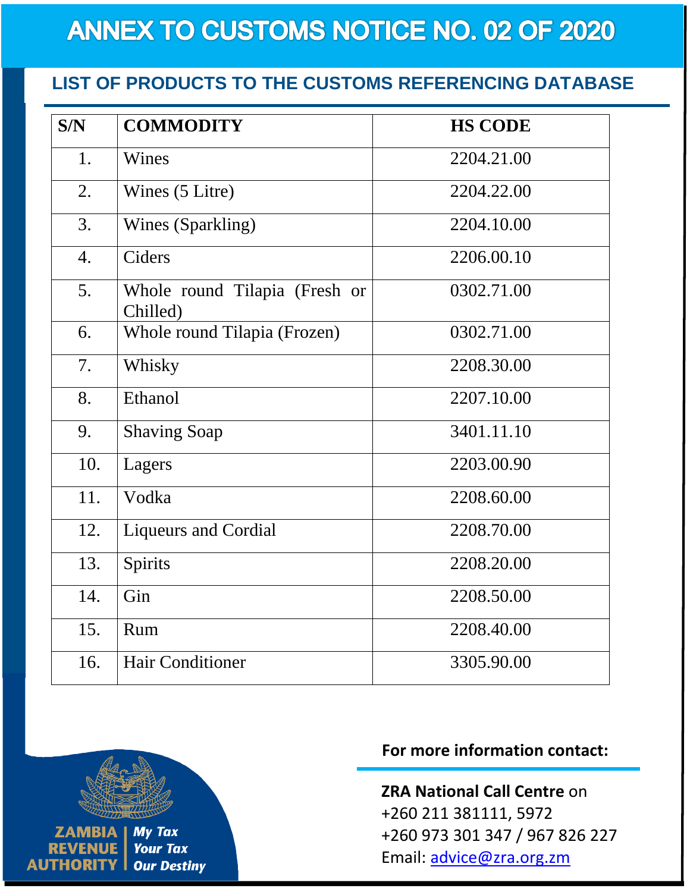# ANNEX TO CUSTOMS NOTICE NO. 02 OF 2020

## LIST OF PRODUCTS TO THE CUSTOMS REFERENCING DATABASE

| S/N | COMMODITY | HS CODE |
|---|---|---|
| 1. | Wines | 2204.21.00 |
| 2. | Wines (5 Litre) | 2204.22.00 |
| 3. | Wines (Sparkling) | 2204.10.00 |
| 4. | Ciders | 2206.00.10 |
| 5. | Whole round Tilapia (Fresh or Chilled) | 0302.71.00 |
| 6. | Whole round Tilapia (Frozen) | 0302.71.00 |
| 7. | Whisky | 2208.30.00 |
| 8. | Ethanol | 2207.10.00 |
| 9. | Shaving Soap | 3401.11.10 |
| 10. | Lagers | 2203.00.90 |
| 11. | Vodka | 2208.60.00 |
| 12. | Liqueurs and Cordial | 2208.70.00 |
| 13. | Spirits | 2208.20.00 |
| 14. | Gin | 2208.50.00 |
| 15. | Rum | 2208.40.00 |
| 16. | Hair Conditioner | 3305.90.00 |

ZAMBIA REVENUE AUTHORITY | *My Tax Your Tax Our Destiny*

**For more information contact:**

**ZRA National Call Centre** on
+260 211 381111, 5972
+260 973 301 347 / 967 826 227
Email: advice@zra.org.zm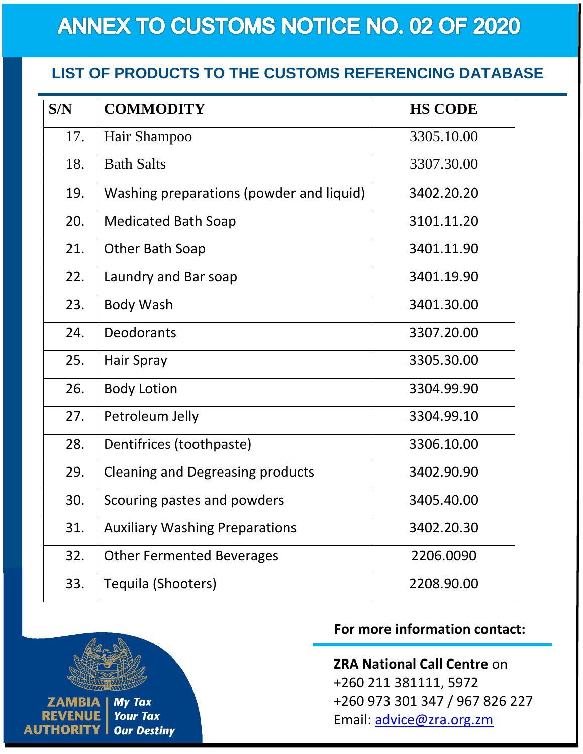# ANNEX TO CUSTOMS NOTICE NO. 02 OF 2020

## LIST OF PRODUCTS TO THE CUSTOMS REFERENCING DATABASE

| S/N | COMMODITY | HS CODE |
|---|---|---|
| 17. | Hair Shampoo | 3305.10.00 |
| 18. | Bath Salts | 3307.30.00 |
| 19. | Washing preparations (powder and liquid) | 3402.20.20 |
| 20. | Medicated Bath Soap | 3101.11.20 |
| 21. | Other Bath Soap | 3401.11.90 |
| 22. | Laundry and Bar soap | 3401.19.90 |
| 23. | Body Wash | 3401.30.00 |
| 24. | Deodorants | 3307.20.00 |
| 25. | Hair Spray | 3305.30.00 |
| 26. | Body Lotion | 3304.99.90 |
| 27. | Petroleum Jelly | 3304.99.10 |
| 28. | Dentifrices (toothpaste) | 3306.10.00 |
| 29. | Cleaning and Degreasing products | 3402.90.90 |
| 30. | Scouring pastes and powders | 3405.40.00 |
| 31. | Auxiliary Washing Preparations | 3402.20.30 |
| 32. | Other Fermented Beverages | 2206.0090 |
| 33. | Tequila (Shooters) | 2208.90.00 |

ZAMBIA REVENUE AUTHORITY | *My Tax Your Tax Our Destiny*

**For more information contact:**

**ZRA National Call Centre** on
+260 211 381111, 5972
+260 973 301 347 / 967 826 227
Email: advice@zra.org.zm